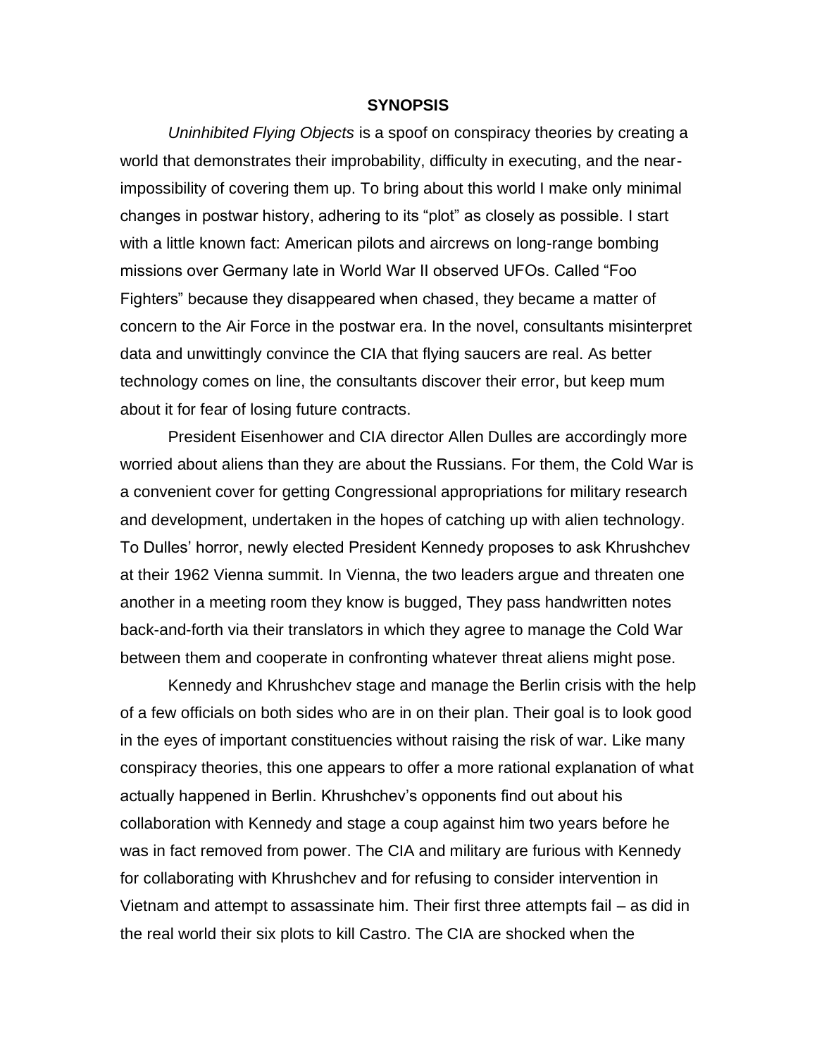# SYNOPSIS

*Uninhibited Flying Objects* is a spoof on conspiracy theories by creating a world that demonstrates their improbability, difficulty in executing, and the near-impossibility of covering them up. To bring about this world I make only minimal changes in postwar history, adhering to its "plot" as closely as possible. I start with a little known fact: American pilots and aircrews on long-range bombing missions over Germany late in World War II observed UFOs. Called "Foo Fighters" because they disappeared when chased, they became a matter of concern to the Air Force in the postwar era. In the novel, consultants misinterpret data and unwittingly convince the CIA that flying saucers are real. As better technology comes on line, the consultants discover their error, but keep mum about it for fear of losing future contracts.

President Eisenhower and CIA director Allen Dulles are accordingly more worried about aliens than they are about the Russians. For them, the Cold War is a convenient cover for getting Congressional appropriations for military research and development, undertaken in the hopes of catching up with alien technology. To Dulles' horror, newly elected President Kennedy proposes to ask Khrushchev at their 1962 Vienna summit. In Vienna, the two leaders argue and threaten one another in a meeting room they know is bugged, They pass handwritten notes back-and-forth via their translators in which they agree to manage the Cold War between them and cooperate in confronting whatever threat aliens might pose.

Kennedy and Khrushchev stage and manage the Berlin crisis with the help of a few officials on both sides who are in on their plan. Their goal is to look good in the eyes of important constituencies without raising the risk of war. Like many conspiracy theories, this one appears to offer a more rational explanation of what actually happened in Berlin. Khrushchev's opponents find out about his collaboration with Kennedy and stage a coup against him two years before he was in fact removed from power. The CIA and military are furious with Kennedy for collaborating with Khrushchev and for refusing to consider intervention in Vietnam and attempt to assassinate him. Their first three attempts fail – as did in the real world their six plots to kill Castro. The CIA are shocked when the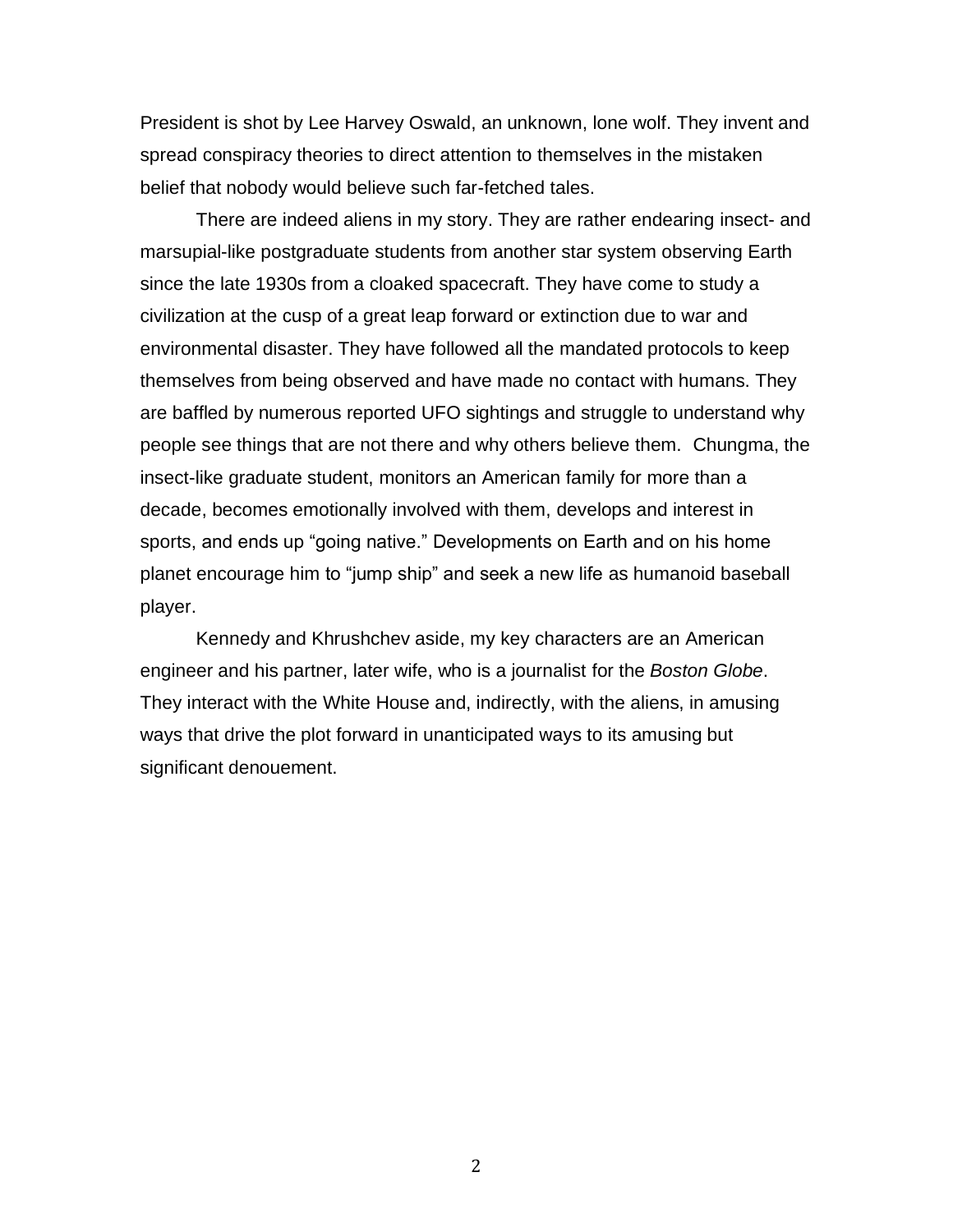President is shot by Lee Harvey Oswald, an unknown, lone wolf. They invent and spread conspiracy theories to direct attention to themselves in the mistaken belief that nobody would believe such far-fetched tales.

There are indeed aliens in my story. They are rather endearing insect- and marsupial-like postgraduate students from another star system observing Earth since the late 1930s from a cloaked spacecraft. They have come to study a civilization at the cusp of a great leap forward or extinction due to war and environmental disaster. They have followed all the mandated protocols to keep themselves from being observed and have made no contact with humans. They are baffled by numerous reported UFO sightings and struggle to understand why people see things that are not there and why others believe them. Chungma, the insect-like graduate student, monitors an American family for more than a decade, becomes emotionally involved with them, develops and interest in sports, and ends up "going native." Developments on Earth and on his home planet encourage him to "jump ship" and seek a new life as humanoid baseball player.

Kennedy and Khrushchev aside, my key characters are an American engineer and his partner, later wife, who is a journalist for the *Boston Globe*. They interact with the White House and, indirectly, with the aliens, in amusing ways that drive the plot forward in unanticipated ways to its amusing but significant denouement.